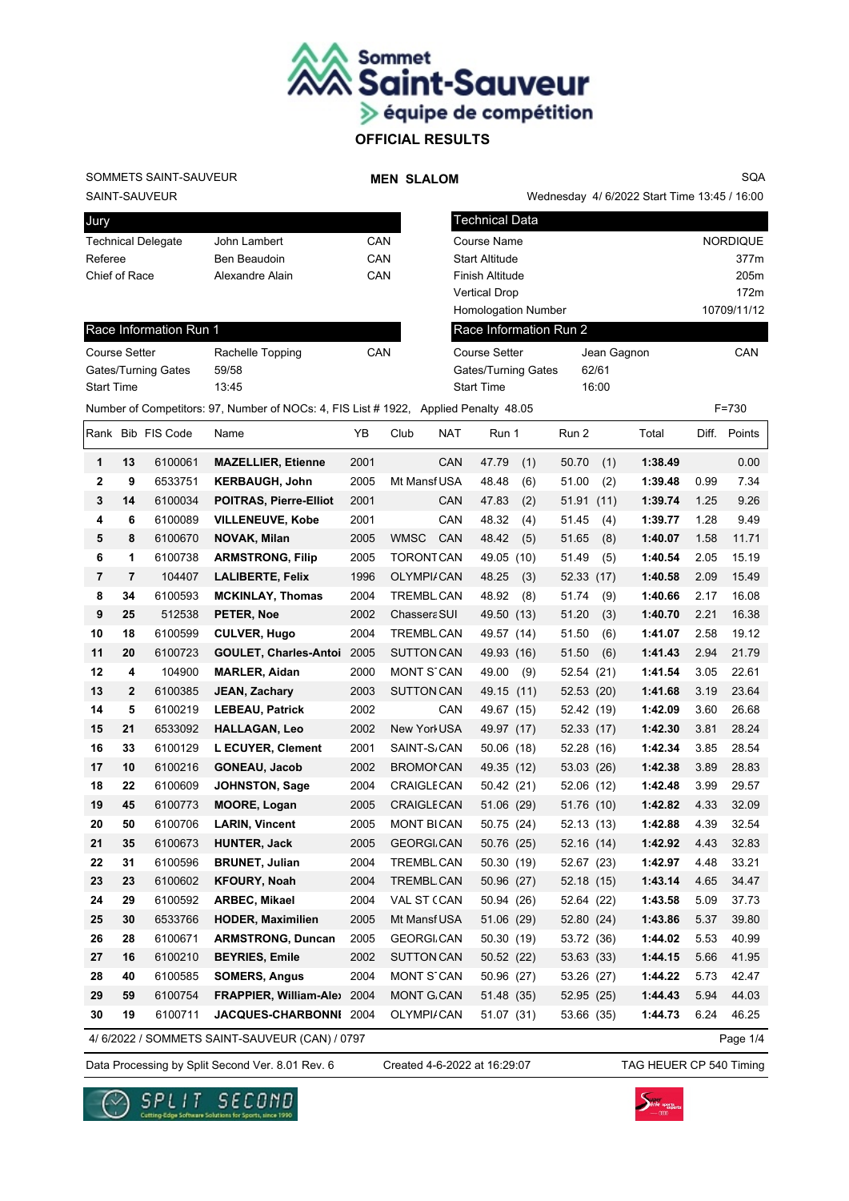# Sommet Saint-Sauveur équipe de compétition

## OFFICIAL RESULTS

SOMMETS SAINT-SAUVEUR
SAINT-SAUVEUR

**MEN SLALOM**

SQA

Wednesday 4/ 6/2022 Start Time 13:45 / 16:00

| Jury | | |
|---|---|---|
| Technical Delegate | John Lambert | CAN |
| Referee | Ben Beaudoin | CAN |
| Chief of Race | Alexandre Alain | CAN |

| Technical Data | |
|---|---|
| Course Name | NORDIQUE |
| Start Altitude | 377m |
| Finish Altitude | 205m |
| Vertical Drop | 172m |
| Homologation Number | 10709/11/12 |

| Race Information Run 1 | | |
|---|---|---|
| Course Setter | Rachelle Topping | CAN |
| Gates/Turning Gates | 59/58 | |
| Start Time | 13:45 | |

| Race Information Run 2 | | |
|---|---|---|
| Course Setter | Jean Gagnon | CAN |
| Gates/Turning Gates | 62/61 | |
| Start Time | 16:00 | |

Number of Competitors: 97, Number of NOCs: 4, FIS List # 1922, Applied Penalty 48.05 F=730

| Rank | Bib | FIS Code | Name | YB | Club | NAT | Run 1 | | Run 2 | | Total | Diff. | Points |
|---|---|---|---|---|---|---|---|---|---|---|---|---|---|
| 1 | 13 | 6100061 | MAZELLIER, Etienne | 2001 | | CAN | 47.79 | (1) | 50.70 | (1) | 1:38.49 | | 0.00 |
| 2 | 9 | 6533751 | KERBAUGH, John | 2005 | Mt Mansf | USA | 48.48 | (6) | 51.00 | (2) | 1:39.48 | 0.99 | 7.34 |
| 3 | 14 | 6100034 | POITRAS, Pierre-Elliot | 2001 | | CAN | 47.83 | (2) | 51.91 | (11) | 1:39.74 | 1.25 | 9.26 |
| 4 | 6 | 6100089 | VILLENEUVE, Kobe | 2001 | | CAN | 48.32 | (4) | 51.45 | (4) | 1:39.77 | 1.28 | 9.49 |
| 5 | 8 | 6100670 | NOVAK, Milan | 2005 | WMSC | CAN | 48.42 | (5) | 51.65 | (8) | 1:40.07 | 1.58 | 11.71 |
| 6 | 1 | 6100738 | ARMSTRONG, Filip | 2005 | TORONT | CAN | 49.05 | (10) | 51.49 | (5) | 1:40.54 | 2.05 | 15.19 |
| 7 | 7 | 104407 | LALIBERTE, Felix | 1996 | OLYMPI/ | CAN | 48.25 | (3) | 52.33 | (17) | 1:40.58 | 2.09 | 15.49 |
| 8 | 34 | 6100593 | MCKINLAY, Thomas | 2004 | TREMBL | CAN | 48.92 | (8) | 51.74 | (9) | 1:40.66 | 2.17 | 16.08 |
| 9 | 25 | 512538 | PETER, Noe | 2002 | Chassera | SUI | 49.50 | (13) | 51.20 | (3) | 1:40.70 | 2.21 | 16.38 |
| 10 | 18 | 6100599 | CULVER, Hugo | 2004 | TREMBL | CAN | 49.57 | (14) | 51.50 | (6) | 1:41.07 | 2.58 | 19.12 |
| 11 | 20 | 6100723 | GOULET, Charles-Antoi | 2005 | SUTTON | CAN | 49.93 | (16) | 51.50 | (6) | 1:41.43 | 2.94 | 21.79 |
| 12 | 4 | 104900 | MARLER, Aidan | 2000 | MONT S` | CAN | 49.00 | (9) | 52.54 | (21) | 1:41.54 | 3.05 | 22.61 |
| 13 | 2 | 6100385 | JEAN, Zachary | 2003 | SUTTON | CAN | 49.15 | (11) | 52.53 | (20) | 1:41.68 | 3.19 | 23.64 |
| 14 | 5 | 6100219 | LEBEAU, Patrick | 2002 | | CAN | 49.67 | (15) | 52.42 | (19) | 1:42.09 | 3.60 | 26.68 |
| 15 | 21 | 6533092 | HALLAGAN, Leo | 2002 | New York | USA | 49.97 | (17) | 52.33 | (17) | 1:42.30 | 3.81 | 28.24 |
| 16 | 33 | 6100129 | L ECUYER, Clement | 2001 | SAINT-S/ | CAN | 50.06 | (18) | 52.28 | (16) | 1:42.34 | 3.85 | 28.54 |
| 17 | 10 | 6100216 | GONEAU, Jacob | 2002 | BROMOI | CAN | 49.35 | (12) | 53.03 | (26) | 1:42.38 | 3.89 | 28.83 |
| 18 | 22 | 6100609 | JOHNSTON, Sage | 2004 | CRAIGLE | CAN | 50.42 | (21) | 52.06 | (12) | 1:42.48 | 3.99 | 29.57 |
| 19 | 45 | 6100773 | MOORE, Logan | 2005 | CRAIGLE | CAN | 51.06 | (29) | 51.76 | (10) | 1:42.82 | 4.33 | 32.09 |
| 20 | 50 | 6100706 | LARIN, Vincent | 2005 | MONT BI | CAN | 50.75 | (24) | 52.13 | (13) | 1:42.88 | 4.39 | 32.54 |
| 21 | 35 | 6100673 | HUNTER, Jack | 2005 | GEORGI. | CAN | 50.76 | (25) | 52.16 | (14) | 1:42.92 | 4.43 | 32.83 |
| 22 | 31 | 6100596 | BRUNET, Julian | 2004 | TREMBL | CAN | 50.30 | (19) | 52.67 | (23) | 1:42.97 | 4.48 | 33.21 |
| 23 | 23 | 6100602 | KFOURY, Noah | 2004 | TREMBL | CAN | 50.96 | (27) | 52.18 | (15) | 1:43.14 | 4.65 | 34.47 |
| 24 | 29 | 6100592 | ARBEC, Mikael | 2004 | VAL ST ( | CAN | 50.94 | (26) | 52.64 | (22) | 1:43.58 | 5.09 | 37.73 |
| 25 | 30 | 6533766 | HODER, Maximilien | 2005 | Mt Mansf | USA | 51.06 | (29) | 52.80 | (24) | 1:43.86 | 5.37 | 39.80 |
| 26 | 28 | 6100671 | ARMSTRONG, Duncan | 2005 | GEORGI. | CAN | 50.30 | (19) | 53.72 | (36) | 1:44.02 | 5.53 | 40.99 |
| 27 | 16 | 6100210 | BEYRIES, Emile | 2002 | SUTTON | CAN | 50.52 | (22) | 53.63 | (33) | 1:44.15 | 5.66 | 41.95 |
| 28 | 40 | 6100585 | SOMERS, Angus | 2004 | MONT S` | CAN | 50.96 | (27) | 53.26 | (27) | 1:44.22 | 5.73 | 42.47 |
| 29 | 59 | 6100754 | FRAPPIER, William-Ale) | 2004 | MONT G. | CAN | 51.48 | (35) | 52.95 | (25) | 1:44.43 | 5.94 | 44.03 |
| 30 | 19 | 6100711 | JACQUES-CHARBONNI | 2004 | OLYMPI/ | CAN | 51.07 | (31) | 53.66 | (35) | 1:44.73 | 6.24 | 46.25 |

4/ 6/2022 / SOMMETS SAINT-SAUVEUR (CAN) / 0797

Data Processing by Split Second Ver. 8.01 Rev. 6 Created 4-6-2022 at 16:29:07 TAG HEUER CP 540 Timing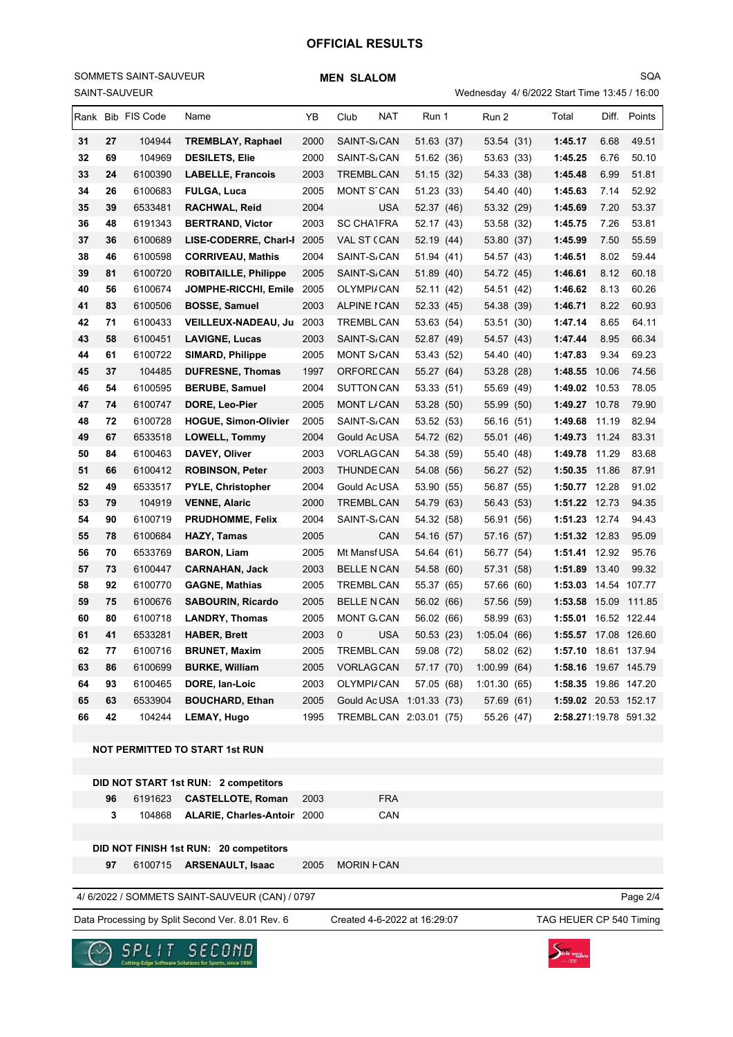# OFFICIAL RESULTS

SOMMETS SAINT-SAUVEUR
SAINT-SAUVEUR

**MEN SLALOM**

SQA

Wednesday 4/ 6/2022 Start Time 13:45 / 16:00

| Rank | Bib | FIS Code | Name | YB | Club | NAT | Run 1 | Run 2 | Total | Diff. | Points |
|---|---|---|---|---|---|---|---|---|---|---|---|
| 31 | 27 | 104944 | TREMBLAY, Raphael | 2000 | SAINT-S/ | CAN | 51.63 (37) | 53.54 (31) | 1:45.17 | 6.68 | 49.51 |
| 32 | 69 | 104969 | DESILETS, Elie | 2000 | SAINT-S/ | CAN | 51.62 (36) | 53.63 (33) | 1:45.25 | 6.76 | 50.10 |
| 33 | 24 | 6100390 | LABELLE, Francois | 2003 | TREMBL | CAN | 51.15 (32) | 54.33 (38) | 1:45.48 | 6.99 | 51.81 |
| 34 | 26 | 6100683 | FULGA, Luca | 2005 | MONT S' | CAN | 51.23 (33) | 54.40 (40) | 1:45.63 | 7.14 | 52.92 |
| 35 | 39 | 6533481 | RACHWAL, Reid | 2004 | | USA | 52.37 (46) | 53.32 (29) | 1:45.69 | 7.20 | 53.37 |
| 36 | 48 | 6191343 | BERTRAND, Victor | 2003 | SC CHA1 | FRA | 52.17 (43) | 53.58 (32) | 1:45.75 | 7.26 | 53.81 |
| 37 | 36 | 6100689 | LISE-CODERRE, Charl-I | 2005 | VAL ST ( | CAN | 52.19 (44) | 53.80 (37) | 1:45.99 | 7.50 | 55.59 |
| 38 | 46 | 6100598 | CORRIVEAU, Mathis | 2004 | SAINT-S/ | CAN | 51.94 (41) | 54.57 (43) | 1:46.51 | 8.02 | 59.44 |
| 39 | 81 | 6100720 | ROBITAILLE, Philippe | 2005 | SAINT-S/ | CAN | 51.89 (40) | 54.72 (45) | 1:46.61 | 8.12 | 60.18 |
| 40 | 56 | 6100674 | JOMPHE-RICCHI, Emile | 2005 | OLYMPI/ | CAN | 52.11 (42) | 54.51 (42) | 1:46.62 | 8.13 | 60.26 |
| 41 | 83 | 6100506 | BOSSE, Samuel | 2003 | ALPINE I | CAN | 52.33 (45) | 54.38 (39) | 1:46.71 | 8.22 | 60.93 |
| 42 | 71 | 6100433 | VEILLEUX-NADEAU, Ju | 2003 | TREMBL | CAN | 53.63 (54) | 53.51 (30) | 1:47.14 | 8.65 | 64.11 |
| 43 | 58 | 6100451 | LAVIGNE, Lucas | 2003 | SAINT-S/ | CAN | 52.87 (49) | 54.57 (43) | 1:47.44 | 8.95 | 66.34 |
| 44 | 61 | 6100722 | SIMARD, Philippe | 2005 | MONT S/ | CAN | 53.43 (52) | 54.40 (40) | 1:47.83 | 9.34 | 69.23 |
| 45 | 37 | 104485 | DUFRESNE, Thomas | 1997 | ORFORD | CAN | 55.27 (64) | 53.28 (28) | 1:48.55 | 10.06 | 74.56 |
| 46 | 54 | 6100595 | BERUBE, Samuel | 2004 | SUTTON | CAN | 53.33 (51) | 55.69 (49) | 1:49.02 | 10.53 | 78.05 |
| 47 | 74 | 6100747 | DORE, Leo-Pier | 2005 | MONT L/ | CAN | 53.28 (50) | 55.99 (50) | 1:49.27 | 10.78 | 79.90 |
| 48 | 72 | 6100728 | HOGUE, Simon-Olivier | 2005 | SAINT-S/ | CAN | 53.52 (53) | 56.16 (51) | 1:49.68 | 11.19 | 82.94 |
| 49 | 67 | 6533518 | LOWELL, Tommy | 2004 | Gould Ac | USA | 54.72 (62) | 55.01 (46) | 1:49.73 | 11.24 | 83.31 |
| 50 | 84 | 6100463 | DAVEY, Oliver | 2003 | VORLAG | CAN | 54.38 (59) | 55.40 (48) | 1:49.78 | 11.29 | 83.68 |
| 51 | 66 | 6100412 | ROBINSON, Peter | 2003 | THUNDE | CAN | 54.08 (56) | 56.27 (52) | 1:50.35 | 11.86 | 87.91 |
| 52 | 49 | 6533517 | PYLE, Christopher | 2004 | Gould Ac | USA | 53.90 (55) | 56.87 (55) | 1:50.77 | 12.28 | 91.02 |
| 53 | 79 | 104919 | VENNE, Alaric | 2000 | TREMBL | CAN | 54.79 (63) | 56.43 (53) | 1:51.22 | 12.73 | 94.35 |
| 54 | 90 | 6100719 | PRUDHOMME, Felix | 2004 | SAINT-S/ | CAN | 54.32 (58) | 56.91 (56) | 1:51.23 | 12.74 | 94.43 |
| 55 | 78 | 6100684 | HAZY, Tamas | 2005 | | CAN | 54.16 (57) | 57.16 (57) | 1:51.32 | 12.83 | 95.09 |
| 56 | 70 | 6533769 | BARON, Liam | 2005 | Mt Mansf | USA | 54.64 (61) | 56.77 (54) | 1:51.41 | 12.92 | 95.76 |
| 57 | 73 | 6100447 | CARNAHAN, Jack | 2003 | BELLE N | CAN | 54.58 (60) | 57.31 (58) | 1:51.89 | 13.40 | 99.32 |
| 58 | 92 | 6100770 | GAGNE, Mathias | 2005 | TREMBL | CAN | 55.37 (65) | 57.66 (60) | 1:53.03 | 14.54 | 107.77 |
| 59 | 75 | 6100676 | SABOURIN, Ricardo | 2005 | BELLE N | CAN | 56.02 (66) | 57.56 (59) | 1:53.58 | 15.09 | 111.85 |
| 60 | 80 | 6100718 | LANDRY, Thomas | 2005 | MONT G. | CAN | 56.02 (66) | 58.99 (63) | 1:55.01 | 16.52 | 122.44 |
| 61 | 41 | 6533281 | HABER, Brett | 2003 | 0 | USA | 50.53 (23) | 1:05.04 (66) | 1:55.57 | 17.08 | 126.60 |
| 62 | 77 | 6100716 | BRUNET, Maxim | 2005 | TREMBL | CAN | 59.08 (72) | 58.02 (62) | 1:57.10 | 18.61 | 137.94 |
| 63 | 86 | 6100699 | BURKE, William | 2005 | VORLAG | CAN | 57.17 (70) | 1:00.99 (64) | 1:58.16 | 19.67 | 145.79 |
| 64 | 93 | 6100465 | DORE, Ian-Loic | 2003 | OLYMPI/ | CAN | 57.05 (68) | 1:01.30 (65) | 1:58.35 | 19.86 | 147.20 |
| 65 | 63 | 6533904 | BOUCHARD, Ethan | 2005 | Gould Ac | USA | 1:01.33 (73) | 57.69 (61) | 1:59.02 | 20.53 | 152.17 |
| 66 | 42 | 104244 | LEMAY, Hugo | 1995 | TREMBL | CAN | 2:03.01 (75) | 55.26 (47) | 2:58.27 | 1:19.78 | 591.32 |

**NOT PERMITTED TO START 1st RUN**

**DID NOT START 1st RUN: 2 competitors**

| Bib | FIS Code | Name | YB | Club | NAT |
|---|---|---|---|---|---|
| 96 | 6191623 | CASTELLOTE, Roman | 2003 | | FRA |
| 3 | 104868 | ALARIE, Charles-Antoir | 2000 | | CAN |

**DID NOT FINISH 1st RUN: 20 competitors**

| Bib | FIS Code | Name | YB | Club | NAT |
|---|---|---|---|---|---|
| 97 | 6100715 | ARSENAULT, Isaac | 2005 | MORIN H | CAN |

4/ 6/2022 / SOMMETS SAINT-SAUVEUR (CAN) / 0797

Data Processing by Split Second Ver. 8.01 Rev. 6 — Created 4-6-2022 at 16:29:07 — TAG HEUER CP 540 Timing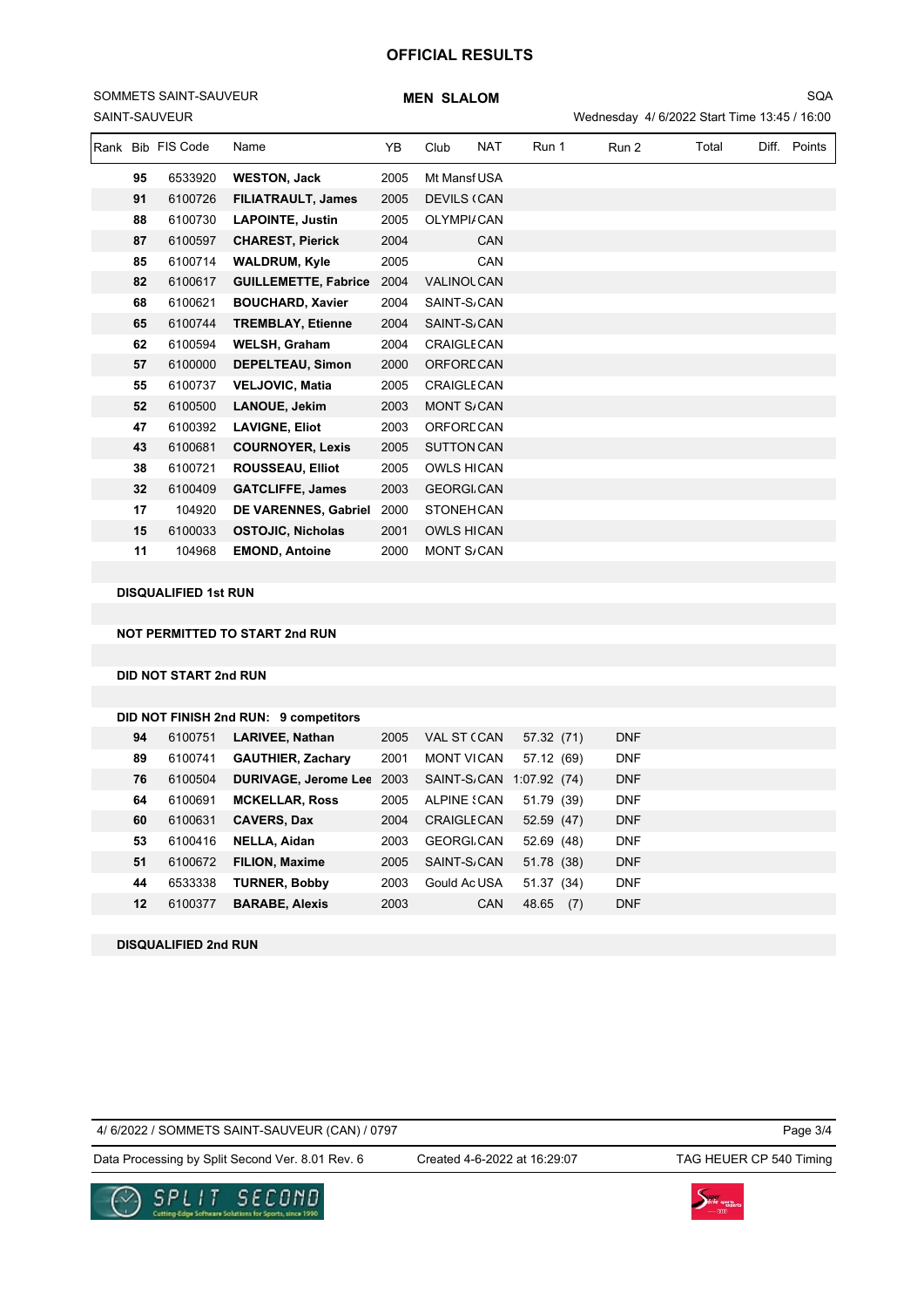# OFFICIAL RESULTS

SOMMETS SAINT-SAUVEUR
SAINT-SAUVEUR

**MEN SLALOM**

SQA

Wednesday 4/ 6/2022 Start Time 13:45 / 16:00

| Rank | Bib | FIS Code | Name | YB | Club | NAT | Run 1 | Run 2 | Total | Diff. | Points |
|---|---|---|---|---|---|---|---|---|---|---|---|
| | 95 | 6533920 | **WESTON, Jack** | 2005 | Mt Mansf | USA | | | | | |
| | 91 | 6100726 | **FILIATRAULT, James** | 2005 | DEVILS ( | CAN | | | | | |
| | 88 | 6100730 | **LAPOINTE, Justin** | 2005 | OLYMPI/ | CAN | | | | | |
| | 87 | 6100597 | **CHAREST, Pierick** | 2004 | | CAN | | | | | |
| | 85 | 6100714 | **WALDRUM, Kyle** | 2005 | | CAN | | | | | |
| | 82 | 6100617 | **GUILLEMETTE, Fabrice** | 2004 | VALINOU | CAN | | | | | |
| | 68 | 6100621 | **BOUCHARD, Xavier** | 2004 | SAINT-S/ | CAN | | | | | |
| | 65 | 6100744 | **TREMBLAY, Etienne** | 2004 | SAINT-S/ | CAN | | | | | |
| | 62 | 6100594 | **WELSH, Graham** | 2004 | CRAIGLE | CAN | | | | | |
| | 57 | 6100000 | **DEPELTEAU, Simon** | 2000 | ORFORD | CAN | | | | | |
| | 55 | 6100737 | **VELJOVIC, Matia** | 2005 | CRAIGLE | CAN | | | | | |
| | 52 | 6100500 | **LANOUE, Jekim** | 2003 | MONT S/ | CAN | | | | | |
| | 47 | 6100392 | **LAVIGNE, Eliot** | 2003 | ORFORD | CAN | | | | | |
| | 43 | 6100681 | **COURNOYER, Lexis** | 2005 | SUTTON | CAN | | | | | |
| | 38 | 6100721 | **ROUSSEAU, Elliot** | 2005 | OWLS HI | CAN | | | | | |
| | 32 | 6100409 | **GATCLIFFE, James** | 2003 | GEORGI. | CAN | | | | | |
| | 17 | 104920 | **DE VARENNES, Gabriel** | 2000 | STONEH | CAN | | | | | |
| | 15 | 6100033 | **OSTOJIC, Nicholas** | 2001 | OWLS HI | CAN | | | | | |
| | 11 | 104968 | **EMOND, Antoine** | 2000 | MONT S/ | CAN | | | | | |

**DISQUALIFIED 1st RUN**

**NOT PERMITTED TO START 2nd RUN**

**DID NOT START 2nd RUN**

**DID NOT FINISH 2nd RUN: 9 competitors**

| Rank | Bib | FIS Code | Name | YB | Club | NAT | Run 1 | Run 2 | Total | Diff. | Points |
|---|---|---|---|---|---|---|---|---|---|---|---|
| | 94 | 6100751 | **LARIVEE, Nathan** | 2005 | VAL ST ( | CAN | 57.32 (71) | DNF | | | |
| | 89 | 6100741 | **GAUTHIER, Zachary** | 2001 | MONT VI | CAN | 57.12 (69) | DNF | | | |
| | 76 | 6100504 | **DURIVAGE, Jerome Lee** | 2003 | SAINT-S/ | CAN | 1:07.92 (74) | DNF | | | |
| | 64 | 6100691 | **MCKELLAR, Ross** | 2005 | ALPINE S | CAN | 51.79 (39) | DNF | | | |
| | 60 | 6100631 | **CAVERS, Dax** | 2004 | CRAIGLE | CAN | 52.59 (47) | DNF | | | |
| | 53 | 6100416 | **NELLA, Aidan** | 2003 | GEORGI. | CAN | 52.69 (48) | DNF | | | |
| | 51 | 6100672 | **FILION, Maxime** | 2005 | SAINT-S/ | CAN | 51.78 (38) | DNF | | | |
| | 44 | 6533338 | **TURNER, Bobby** | 2003 | Gould Ac | USA | 51.37 (34) | DNF | | | |
| | 12 | 6100377 | **BARABE, Alexis** | 2003 | | CAN | 48.65 (7) | DNF | | | |

**DISQUALIFIED 2nd RUN**

4/ 6/2022 / SOMMETS SAINT-SAUVEUR (CAN) / 0797

Data Processing by Split Second Ver. 8.01 Rev. 6 | Created 4-6-2022 at 16:29:07 | TAG HEUER CP 540 Timing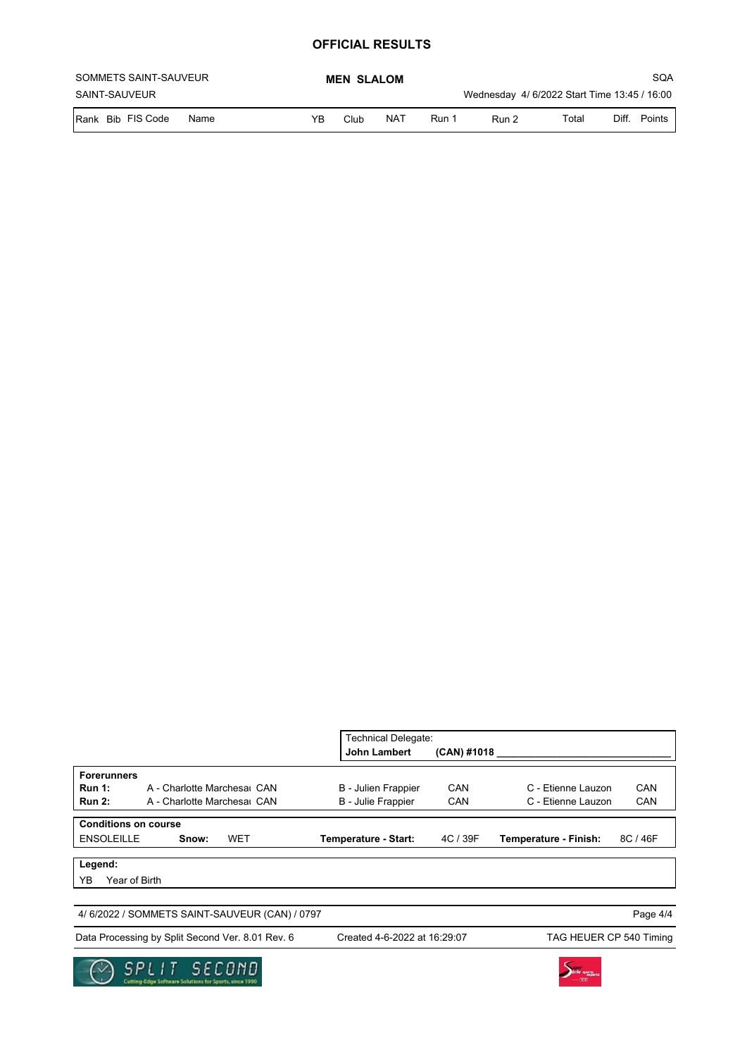# OFFICIAL RESULTS

SOMMETS SAINT-SAUVEUR | **MEN SLALOM** | SQA

SAINT-SAUVEUR | Wednesday 4/ 6/2022 Start Time 13:45 / 16:00

| Rank | Bib | FIS Code | Name | YB | Club | NAT | Run 1 | Run 2 | Total | Diff. | Points |
|---|---|---|---|---|---|---|---|---|---|---|---|

Technical Delegate:
**John Lambert** **(CAN) #1018**

| **Forerunners** | | | | | | |
|---|---|---|---|---|---|---|
| **Run 1:** | A - Charlotte Marchesa | CAN | B - Julien Frappier | CAN | C - Etienne Lauzon | CAN |
| **Run 2:** | A - Charlotte Marchesa | CAN | B - Julie Frappier | CAN | C - Etienne Lauzon | CAN |

| **Conditions on course** | | | | | | |
|---|---|---|---|---|---|---|
| ENSOLEILLE | **Snow:** | WET | **Temperature - Start:** | 4C / 39F | **Temperature - Finish:** | 8C / 46F |

**Legend:**

YB Year of Birth

4/ 6/2022 / SOMMETS SAINT-SAUVEUR (CAN) / 0797

Data Processing by Split Second Ver. 8.01 Rev. 6 | Created 4-6-2022 at 16:29:07 | TAG HEUER CP 540 Timing